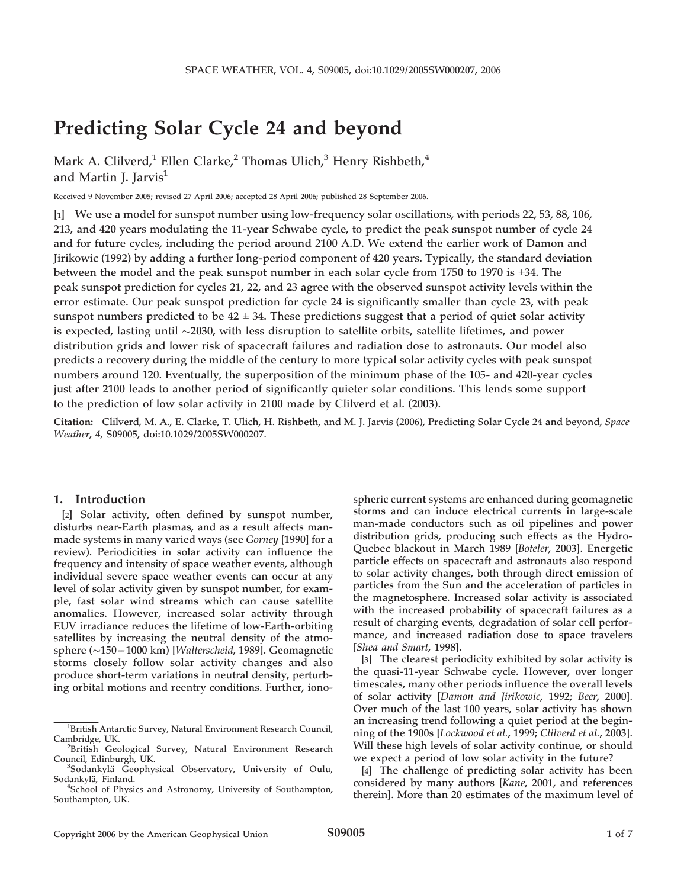# Predicting Solar Cycle 24 and beyond

Mark A. Clilverd,[1] Ellen Clarke,[2] Thomas Ulich,[3] Henry Rishbeth,[4] and Martin J. Jarvis[1]

Received 9 November 2005; revised 27 April 2006; accepted 28 April 2006; published 28 September 2006.

[1] We use a model for sunspot number using low-frequency solar oscillations, with periods 22, 53, 88, 106, 213, and 420 years modulating the 11-year Schwabe cycle, to predict the peak sunspot number of cycle 24 and for future cycles, including the period around 2100 A.D. We extend the earlier work of Damon and Jirikowic (1992) by adding a further long-period component of 420 years. Typically, the standard deviation between the model and the peak sunspot number in each solar cycle from 1750 to 1970 is ±34. The peak sunspot prediction for cycles 21, 22, and 23 agree with the observed sunspot activity levels within the error estimate. Our peak sunspot prediction for cycle 24 is significantly smaller than cycle 23, with peak sunspot numbers predicted to be 42 ± 34. These predictions suggest that a period of quiet solar activity is expected, lasting until ~2030, with less disruption to satellite orbits, satellite lifetimes, and power distribution grids and lower risk of spacecraft failures and radiation dose to astronauts. Our model also predicts a recovery during the middle of the century to more typical solar activity cycles with peak sunspot numbers around 120. Eventually, the superposition of the minimum phase of the 105- and 420-year cycles just after 2100 leads to another period of significantly quieter solar conditions. This lends some support to the prediction of low solar activity in 2100 made by Clilverd et al. (2003).

**Citation:** Clilverd, M. A., E. Clarke, T. Ulich, H. Rishbeth, and M. J. Jarvis (2006), Predicting Solar Cycle 24 and beyond, *Space Weather*, *4*, S09005, doi:10.1029/2005SW000207.

## 1. Introduction

[2] Solar activity, often defined by sunspot number, disturbs near-Earth plasmas, and as a result affects man-made systems in many varied ways (see *Gorney* [1990] for a review). Periodicities in solar activity can influence the frequency and intensity of space weather events, although individual severe space weather events can occur at any level of solar activity given by sunspot number, for example, fast solar wind streams which can cause satellite anomalies. However, increased solar activity through EUV irradiance reduces the lifetime of low-Earth-orbiting satellites by increasing the neutral density of the atmosphere (~150–1000 km) [*Walterscheid*, 1989]. Geomagnetic storms closely follow solar activity changes and also produce short-term variations in neutral density, perturbing orbital motions and reentry conditions. Further, ionospheric current systems are enhanced during geomagnetic storms and can induce electrical currents in large-scale man-made conductors such as oil pipelines and power distribution grids, producing such effects as the Hydro-Quebec blackout in March 1989 [*Boteler*, 2003]. Energetic particle effects on spacecraft and astronauts also respond to solar activity changes, both through direct emission of particles from the Sun and the acceleration of particles in the magnetosphere. Increased solar activity is associated with the increased probability of spacecraft failures as a result of charging events, degradation of solar cell performance, and increased radiation dose to space travelers [*Shea and Smart*, 1998].

[3] The clearest periodicity exhibited by solar activity is the quasi-11-year Schwabe cycle. However, over longer timescales, many other periods influence the overall levels of solar activity [*Damon and Jirikowic*, 1992; *Beer*, 2000]. Over much of the last 100 years, solar activity has shown an increasing trend following a quiet period at the beginning of the 1900s [*Lockwood et al.*, 1999; *Clilverd et al.*, 2003]. Will these high levels of solar activity continue, or should we expect a period of low solar activity in the future?

[4] The challenge of predicting solar activity has been considered by many authors [*Kane*, 2001, and references therein]. More than 20 estimates of the maximum level of

---

[1] British Antarctic Survey, Natural Environment Research Council, Cambridge, UK.

[2] British Geological Survey, Natural Environment Research Council, Edinburgh, UK.

[3] Sodankylä Geophysical Observatory, University of Oulu, Sodankylä, Finland.

[4] School of Physics and Astronomy, University of Southampton, Southampton, UK.

Copyright 2006 by the American Geophysical Union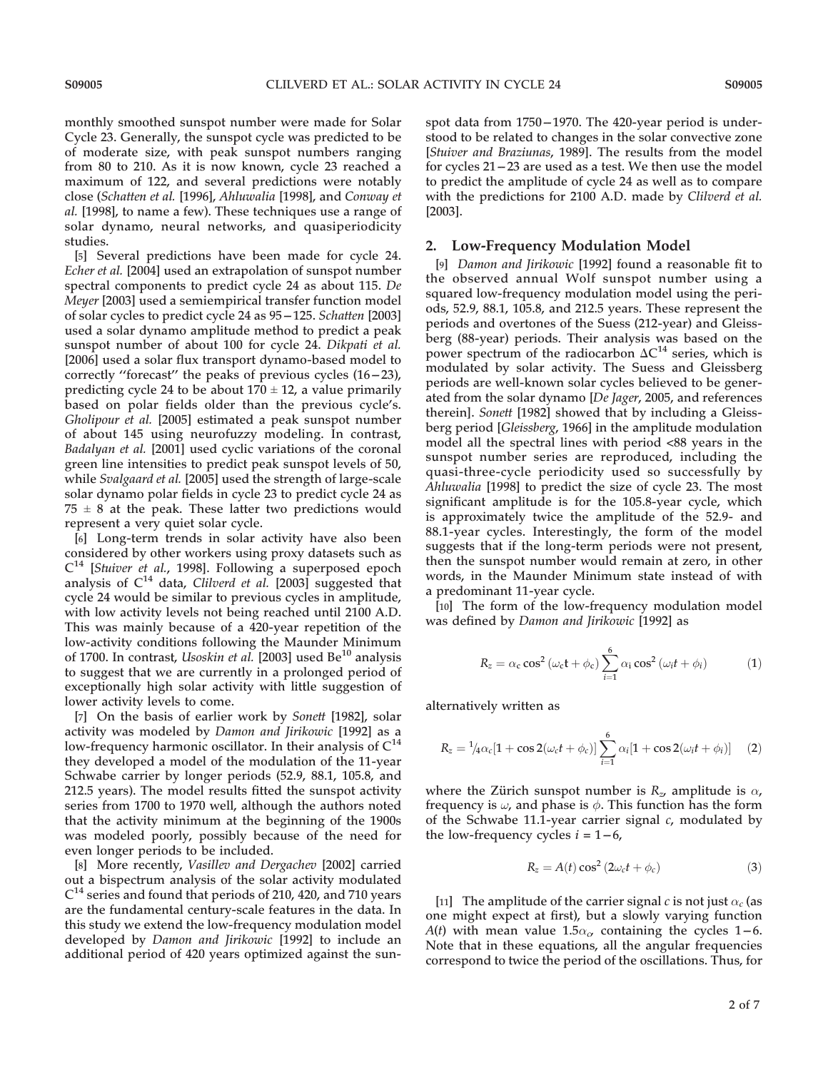monthly smoothed sunspot number were made for Solar Cycle 23. Generally, the sunspot cycle was predicted to be of moderate size, with peak sunspot numbers ranging from 80 to 210. As it is now known, cycle 23 reached a maximum of 122, and several predictions were notably close (*Schatten et al.* [1996], *Ahluwalia* [1998], and *Conway et al.* [1998], to name a few). These techniques use a range of solar dynamo, neural networks, and quasiperiodicity studies.

[5] Several predictions have been made for cycle 24. *Echer et al.* [2004] used an extrapolation of sunspot number spectral components to predict cycle 24 as about 115. *De Meyer* [2003] used a semiempirical transfer function model of solar cycles to predict cycle 24 as 95–125. *Schatten* [2003] used a solar dynamo amplitude method to predict a peak sunspot number of about 100 for cycle 24. *Dikpati et al.* [2006] used a solar flux transport dynamo-based model to correctly "forecast" the peaks of previous cycles (16–23), predicting cycle 24 to be about 170 ± 12, a value primarily based on polar fields older than the previous cycle's. *Gholipour et al.* [2005] estimated a peak sunspot number of about 145 using neurofuzzy modeling. In contrast, *Badalyan et al.* [2001] used cyclic variations of the coronal green line intensities to predict peak sunspot levels of 50, while *Svalgaard et al.* [2005] used the strength of large-scale solar dynamo polar fields in cycle 23 to predict cycle 24 as 75 ± 8 at the peak. These latter two predictions would represent a very quiet solar cycle.

[6] Long-term trends in solar activity have also been considered by other workers using proxy datasets such as $C^{14}$ [*Stuiver et al.*, 1998]. Following a superposed epoch analysis of $C^{14}$ data, *Clilverd et al.* [2003] suggested that cycle 24 would be similar to previous cycles in amplitude, with low activity levels not being reached until 2100 A.D. This was mainly because of a 420-year repetition of the low-activity conditions following the Maunder Minimum of 1700. In contrast, *Usoskin et al.* [2003] used $Be^{10}$ analysis to suggest that we are currently in a prolonged period of exceptionally high solar activity with little suggestion of lower activity levels to come.

[7] On the basis of earlier work by *Sonett* [1982], solar activity was modeled by *Damon and Jirikowic* [1992] as a low-frequency harmonic oscillator. In their analysis of $C^{14}$ they developed a model of the modulation of the 11-year Schwabe carrier by longer periods (52.9, 88.1, 105.8, and 212.5 years). The model results fitted the sunspot activity series from 1700 to 1970 well, although the authors noted that the activity minimum at the beginning of the 1900s was modeled poorly, possibly because of the need for even longer periods to be included.

[8] More recently, *Vasillev and Dergachev* [2002] carried out a bispectrum analysis of the solar activity modulated $C^{14}$ series and found that periods of 210, 420, and 710 years are the fundamental century-scale features in the data. In this study we extend the low-frequency modulation model developed by *Damon and Jirikowic* [1992] to include an additional period of 420 years optimized against the sunspot data from 1750–1970. The 420-year period is understood to be related to changes in the solar convective zone [*Stuiver and Braziunas*, 1989]. The results from the model for cycles 21–23 are used as a test. We then use the model to predict the amplitude of cycle 24 as well as to compare with the predictions for 2100 A.D. made by *Clilverd et al.* [2003].

## 2. Low-Frequency Modulation Model

[9] *Damon and Jirikowic* [1992] found a reasonable fit to the observed annual Wolf sunspot number using a squared low-frequency modulation model using the periods, 52.9, 88.1, 105.8, and 212.5 years. These represent the periods and overtones of the Suess (212-year) and Gleissberg (88-year) periods. Their analysis was based on the power spectrum of the radiocarbon $\Delta C^{14}$ series, which is modulated by solar activity. The Suess and Gleissberg periods are well-known solar cycles believed to be generated from the solar dynamo [*De Jager*, 2005, and references therein]. *Sonett* [1982] showed that by including a Gleissberg period [*Gleissberg*, 1966] in the amplitude modulation model all the spectral lines with period <88 years in the sunspot number series are reproduced, including the quasi-three-cycle periodicity used so successfully by *Ahluwalia* [1998] to predict the size of cycle 23. The most significant amplitude is for the 105.8-year cycle, which is approximately twice the amplitude of the 52.9- and 88.1-year cycles. Interestingly, the form of the model suggests that if the long-term periods were not present, then the sunspot number would remain at zero, in other words, in the Maunder Minimum state instead of with a predominant 11-year cycle.

[10] The form of the low-frequency modulation model was defined by *Damon and Jirikowic* [1992] as

$$R_z = \alpha_c \cos^2(\omega_c t + \phi_c) \sum_{i=1}^{6} \alpha_i \cos^2(\omega_i t + \phi_i) \qquad (1)$$

alternatively written as

$$R_z = {}^1\!/_4 \alpha_c [1 + \cos 2(\omega_c t + \phi_c)] \sum_{i=1}^{6} \alpha_i [1 + \cos 2(\omega_i t + \phi_i)] \qquad (2)$$

where the Zürich sunspot number is $R_z$, amplitude is $\alpha$, frequency is $\omega$, and phase is $\phi$. This function has the form of the Schwabe 11.1-year carrier signal $c$, modulated by the low-frequency cycles $i = 1-6$,

$$R_z = A(t) \cos^2(2\omega_c t + \phi_c) \qquad (3)$$

[11] The amplitude of the carrier signal $c$ is not just $\alpha_c$ (as one might expect at first), but a slowly varying function $A(t)$ with mean value $1.5\alpha_c$, containing the cycles 1–6. Note that in these equations, all the angular frequencies correspond to twice the period of the oscillations. Thus, for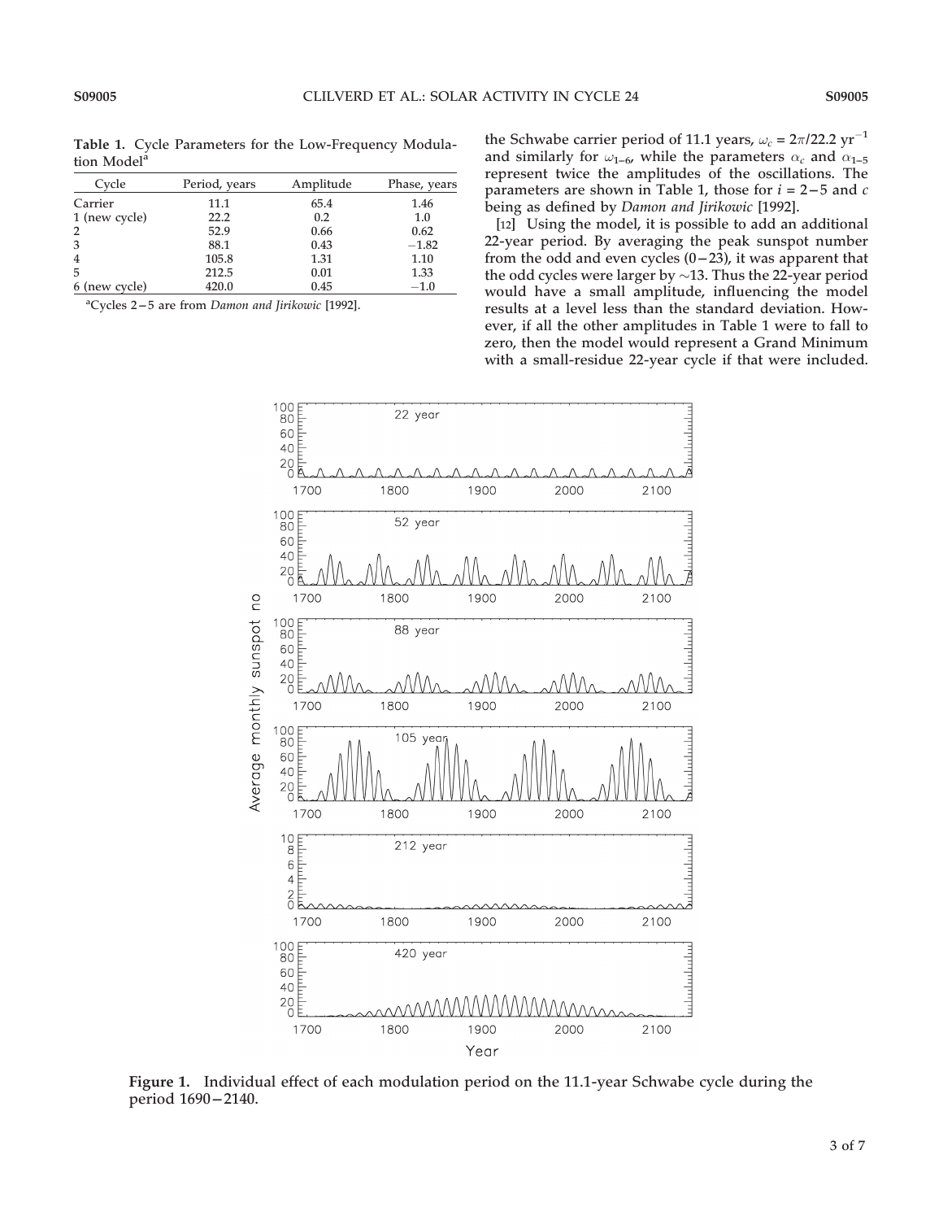**Table 1.** Cycle Parameters for the Low-Frequency Modulation Model[a]

| Cycle | Period, years | Amplitude | Phase, years |
|---|---|---|---|
| Carrier | 11.1 | 65.4 | 1.46 |
| 1 (new cycle) | 22.2 | 0.2 | 1.0 |
| 2 | 52.9 | 0.66 | 0.62 |
| 3 | 88.1 | 0.43 | −1.82 |
| 4 | 105.8 | 1.31 | 1.10 |
| 5 | 212.5 | 0.01 | 1.33 |
| 6 (new cycle) | 420.0 | 0.45 | −1.0 |

[a]Cycles 2–5 are from *Damon and Jirikowic* [1992].

the Schwabe carrier period of 11.1 years, $\omega_c = 2\pi/22.2\ \text{yr}^{-1}$ and similarly for $\omega_{1-6}$, while the parameters $\alpha_c$ and $\alpha_{1-5}$ represent twice the amplitudes of the oscillations. The parameters are shown in Table 1, those for $i = 2-5$ and $c$ being as defined by *Damon and Jirikowic* [1992].

[12] Using the model, it is possible to add an additional 22-year period. By averaging the peak sunspot number from the odd and even cycles (0–23), it was apparent that the odd cycles were larger by ~13. Thus the 22-year period would have a small amplitude, influencing the model results at a level less than the standard deviation. However, if all the other amplitudes in Table 1 were to fall to zero, then the model would represent a Grand Minimum with a small-residue 22-year cycle if that were included.

**Figure 1.** Individual effect of each modulation period on the 11.1-year Schwabe cycle during the period 1690–2140.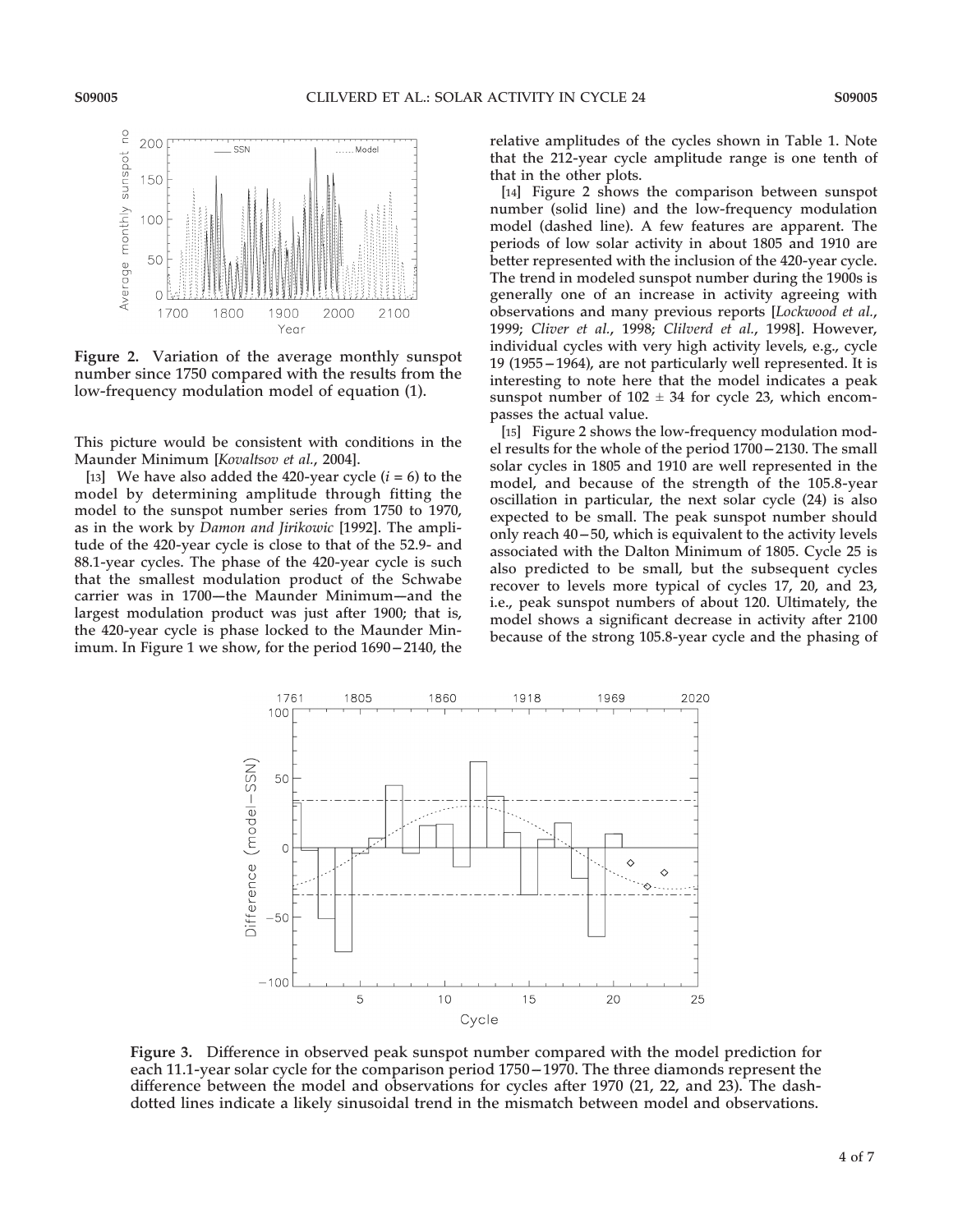Figure 2. Variation of the average monthly sunspot number since 1750 compared with the results from the low-frequency modulation model of equation (1).

This picture would be consistent with conditions in the Maunder Minimum [*Kovaltsov et al.*, 2004].

[13] We have also added the 420-year cycle ($i = 6$) to the model by determining amplitude through fitting the model to the sunspot number series from 1750 to 1970, as in the work by *Damon and Jirikowic* [1992]. The amplitude of the 420-year cycle is close to that of the 52.9- and 88.1-year cycles. The phase of the 420-year cycle is such that the smallest modulation product of the Schwabe carrier was in 1700—the Maunder Minimum—and the largest modulation product was just after 1900; that is, the 420-year cycle is phase locked to the Maunder Minimum. In Figure 1 we show, for the period 1690–2140, the relative amplitudes of the cycles shown in Table 1. Note that the 212-year cycle amplitude range is one tenth of that in the other plots.

[14] Figure 2 shows the comparison between sunspot number (solid line) and the low-frequency modulation model (dashed line). A few features are apparent. The periods of low solar activity in about 1805 and 1910 are better represented with the inclusion of the 420-year cycle. The trend in modeled sunspot number during the 1900s is generally one of an increase in activity agreeing with observations and many previous reports [*Lockwood et al.*, 1999; *Cliver et al.*, 1998; *Clilverd et al.*, 1998]. However, individual cycles with very high activity levels, e.g., cycle 19 (1955–1964), are not particularly well represented. It is interesting to note here that the model indicates a peak sunspot number of $102 \pm 34$ for cycle 23, which encompasses the actual value.

[15] Figure 2 shows the low-frequency modulation model results for the whole of the period 1700–2130. The small solar cycles in 1805 and 1910 are well represented in the model, and because of the strength of the 105.8-year oscillation in particular, the next solar cycle (24) is also expected to be small. The peak sunspot number should only reach 40–50, which is equivalent to the activity levels associated with the Dalton Minimum of 1805. Cycle 25 is also predicted to be small, but the subsequent cycles recover to levels more typical of cycles 17, 20, and 23, i.e., peak sunspot numbers of about 120. Ultimately, the model shows a significant decrease in activity after 2100 because of the strong 105.8-year cycle and the phasing of

Figure 3. Difference in observed peak sunspot number compared with the model prediction for each 11.1-year solar cycle for the comparison period 1750–1970. The three diamonds represent the difference between the model and observations for cycles after 1970 (21, 22, and 23). The dash-dotted lines indicate a likely sinusoidal trend in the mismatch between model and observations.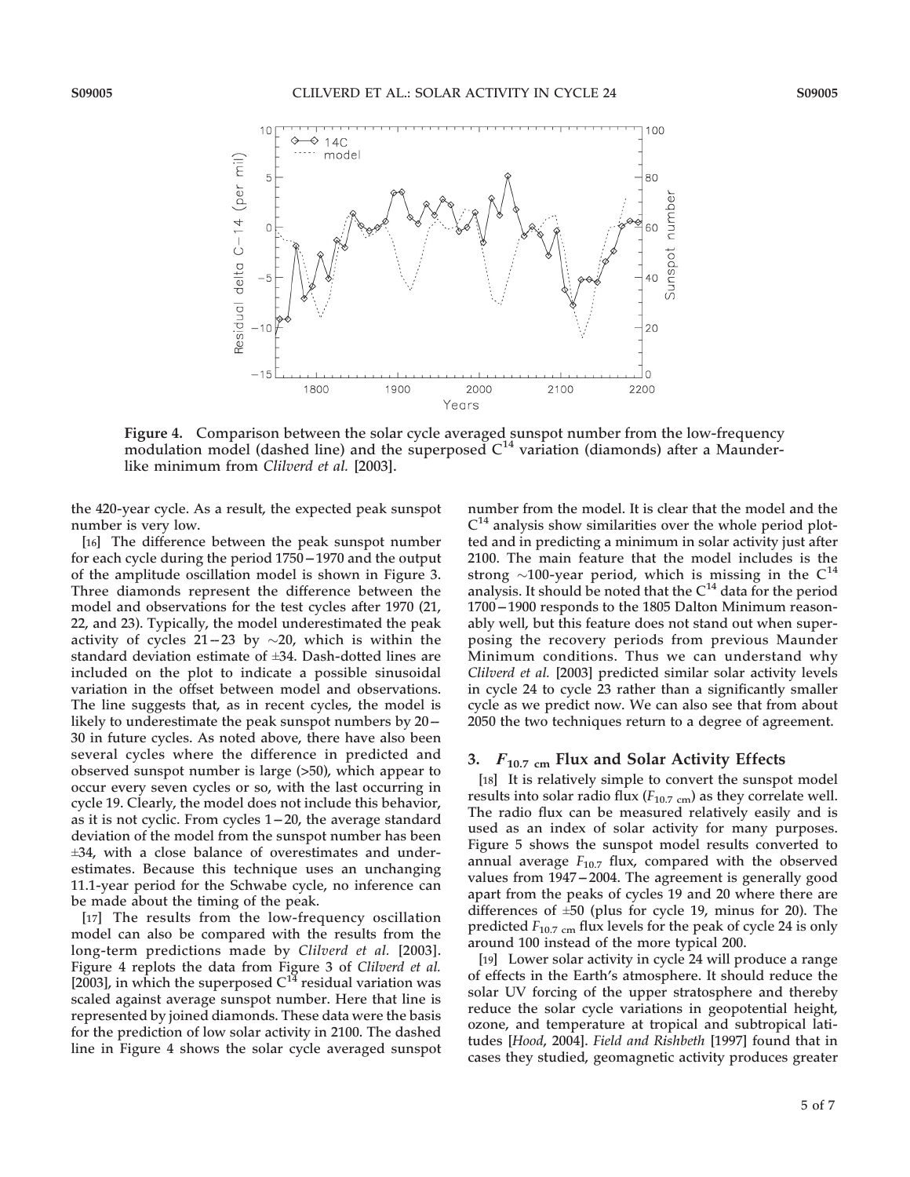**Figure 4.** Comparison between the solar cycle averaged sunspot number from the low-frequency modulation model (dashed line) and the superposed $C^{14}$ variation (diamonds) after a Maunder-like minimum from *Clilverd et al.* [2003].

the 420-year cycle. As a result, the expected peak sunspot number is very low.

[16] The difference between the peak sunspot number for each cycle during the period 1750–1970 and the output of the amplitude oscillation model is shown in Figure 3. Three diamonds represent the difference between the model and observations for the test cycles after 1970 (21, 22, and 23). Typically, the model underestimated the peak activity of cycles 21–23 by ~20, which is within the standard deviation estimate of ±34. Dash-dotted lines are included on the plot to indicate a possible sinusoidal variation in the offset between model and observations. The line suggests that, as in recent cycles, the model is likely to underestimate the peak sunspot numbers by 20–30 in future cycles. As noted above, there have also been several cycles where the difference in predicted and observed sunspot number is large (>50), which appear to occur every seven cycles or so, with the last occurring in cycle 19. Clearly, the model does not include this behavior, as it is not cyclic. From cycles 1–20, the average standard deviation of the model from the sunspot number has been ±34, with a close balance of overestimates and underestimates. Because this technique uses an unchanging 11.1-year period for the Schwabe cycle, no inference can be made about the timing of the peak.

[17] The results from the low-frequency oscillation model can also be compared with the results from the long-term predictions made by *Clilverd et al.* [2003]. Figure 4 replots the data from Figure 3 of *Clilverd et al.* [2003], in which the superposed $C^{14}$ residual variation was scaled against average sunspot number. Here that line is represented by joined diamonds. These data were the basis for the prediction of low solar activity in 2100. The dashed line in Figure 4 shows the solar cycle averaged sunspot number from the model. It is clear that the model and the $C^{14}$ analysis show similarities over the whole period plotted and in predicting a minimum in solar activity just after 2100. The main feature that the model includes is the strong ~100-year period, which is missing in the $C^{14}$ analysis. It should be noted that the $C^{14}$ data for the period 1700–1900 responds to the 1805 Dalton Minimum reasonably well, but this feature does not stand out when superposing the recovery periods from previous Maunder Minimum conditions. Thus we can understand why *Clilverd et al.* [2003] predicted similar solar activity levels in cycle 24 to cycle 23 rather than a significantly smaller cycle as we predict now. We can also see that from about 2050 the two techniques return to a degree of agreement.

## 3. $F_{10.7\ cm}$ Flux and Solar Activity Effects

[18] It is relatively simple to convert the sunspot model results into solar radio flux ($F_{10.7\ cm}$) as they correlate well. The radio flux can be measured relatively easily and is used as an index of solar activity for many purposes. Figure 5 shows the sunspot model results converted to annual average $F_{10.7}$ flux, compared with the observed values from 1947–2004. The agreement is generally good apart from the peaks of cycles 19 and 20 where there are differences of ±50 (plus for cycle 19, minus for 20). The predicted $F_{10.7\ cm}$ flux levels for the peak of cycle 24 is only around 100 instead of the more typical 200.

[19] Lower solar activity in cycle 24 will produce a range of effects in the Earth's atmosphere. It should reduce the solar UV forcing of the upper stratosphere and thereby reduce the solar cycle variations in geopotential height, ozone, and temperature at tropical and subtropical latitudes [*Hood*, 2004]. *Field and Rishbeth* [1997] found that in cases they studied, geomagnetic activity produces greater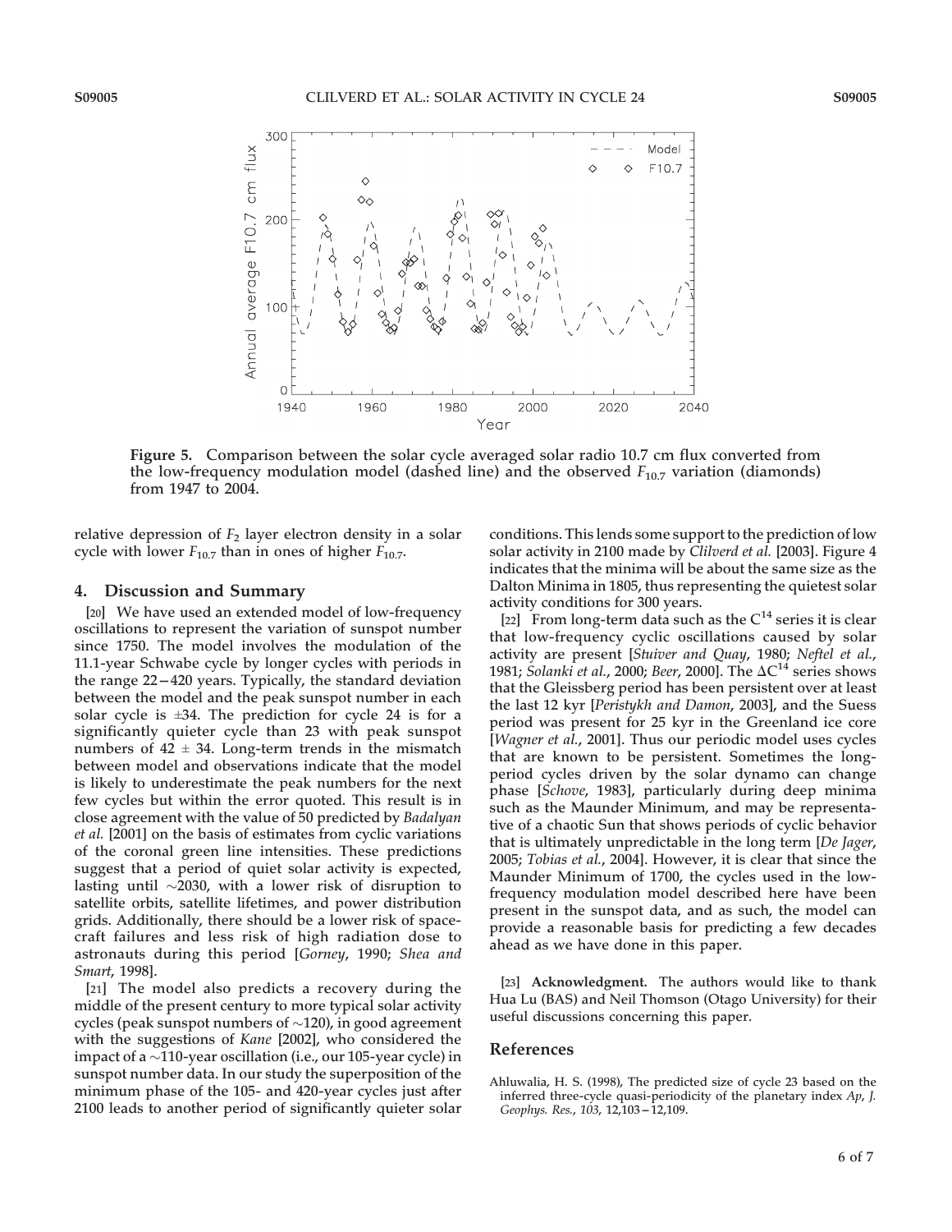**Figure 5.** Comparison between the solar cycle averaged solar radio 10.7 cm flux converted from the low-frequency modulation model (dashed line) and the observed $F_{10.7}$ variation (diamonds) from 1947 to 2004.

relative depression of $F_2$ layer electron density in a solar cycle with lower $F_{10.7}$ than in ones of higher $F_{10.7}$.

## 4. Discussion and Summary

[20] We have used an extended model of low-frequency oscillations to represent the variation of sunspot number since 1750. The model involves the modulation of the 11.1-year Schwabe cycle by longer cycles with periods in the range 22–420 years. Typically, the standard deviation between the model and the peak sunspot number in each solar cycle is ±34. The prediction for cycle 24 is for a significantly quieter cycle than 23 with peak sunspot numbers of 42 ± 34. Long-term trends in the mismatch between model and observations indicate that the model is likely to underestimate the peak numbers for the next few cycles but within the error quoted. This result is in close agreement with the value of 50 predicted by *Badalyan et al.* [2001] on the basis of estimates from cyclic variations of the coronal green line intensities. These predictions suggest that a period of quiet solar activity is expected, lasting until ~2030, with a lower risk of disruption to satellite orbits, satellite lifetimes, and power distribution grids. Additionally, there should be a lower risk of spacecraft failures and less risk of high radiation dose to astronauts during this period [*Gorney*, 1990; *Shea and Smart*, 1998].

[21] The model also predicts a recovery during the middle of the present century to more typical solar activity cycles (peak sunspot numbers of ~120), in good agreement with the suggestions of *Kane* [2002], who considered the impact of a ~110-year oscillation (i.e., our 105-year cycle) in sunspot number data. In our study the superposition of the minimum phase of the 105- and 420-year cycles just after 2100 leads to another period of significantly quieter solar conditions. This lends some support to the prediction of low solar activity in 2100 made by *Clilverd et al.* [2003]. Figure 4 indicates that the minima will be about the same size as the Dalton Minima in 1805, thus representing the quietest solar activity conditions for 300 years.

[22] From long-term data such as the $C^{14}$ series it is clear that low-frequency cyclic oscillations caused by solar activity are present [*Stuiver and Quay*, 1980; *Neftel et al.*, 1981; *Solanki et al.*, 2000; *Beer*, 2000]. The $\Delta C^{14}$ series shows that the Gleissberg period has been persistent over at least the last 12 kyr [*Peristykh and Damon*, 2003], and the Suess period was present for 25 kyr in the Greenland ice core [*Wagner et al.*, 2001]. Thus our periodic model uses cycles that are known to be persistent. Sometimes the long-period cycles driven by the solar dynamo can change phase [*Schove*, 1983], particularly during deep minima such as the Maunder Minimum, and may be representative of a chaotic Sun that shows periods of cyclic behavior that is ultimately unpredictable in the long term [*De Jager*, 2005; *Tobias et al.*, 2004]. However, it is clear that since the Maunder Minimum of 1700, the cycles used in the low-frequency modulation model described here have been present in the sunspot data, and as such, the model can provide a reasonable basis for predicting a few decades ahead as we have done in this paper.

[23] **Acknowledgment.** The authors would like to thank Hua Lu (BAS) and Neil Thomson (Otago University) for their useful discussions concerning this paper.

## References

Ahluwalia, H. S. (1998), The predicted size of cycle 23 based on the inferred three-cycle quasi-periodicity of the planetary index *Ap*, *J. Geophys. Res.*, *103*, 12,103–12,109.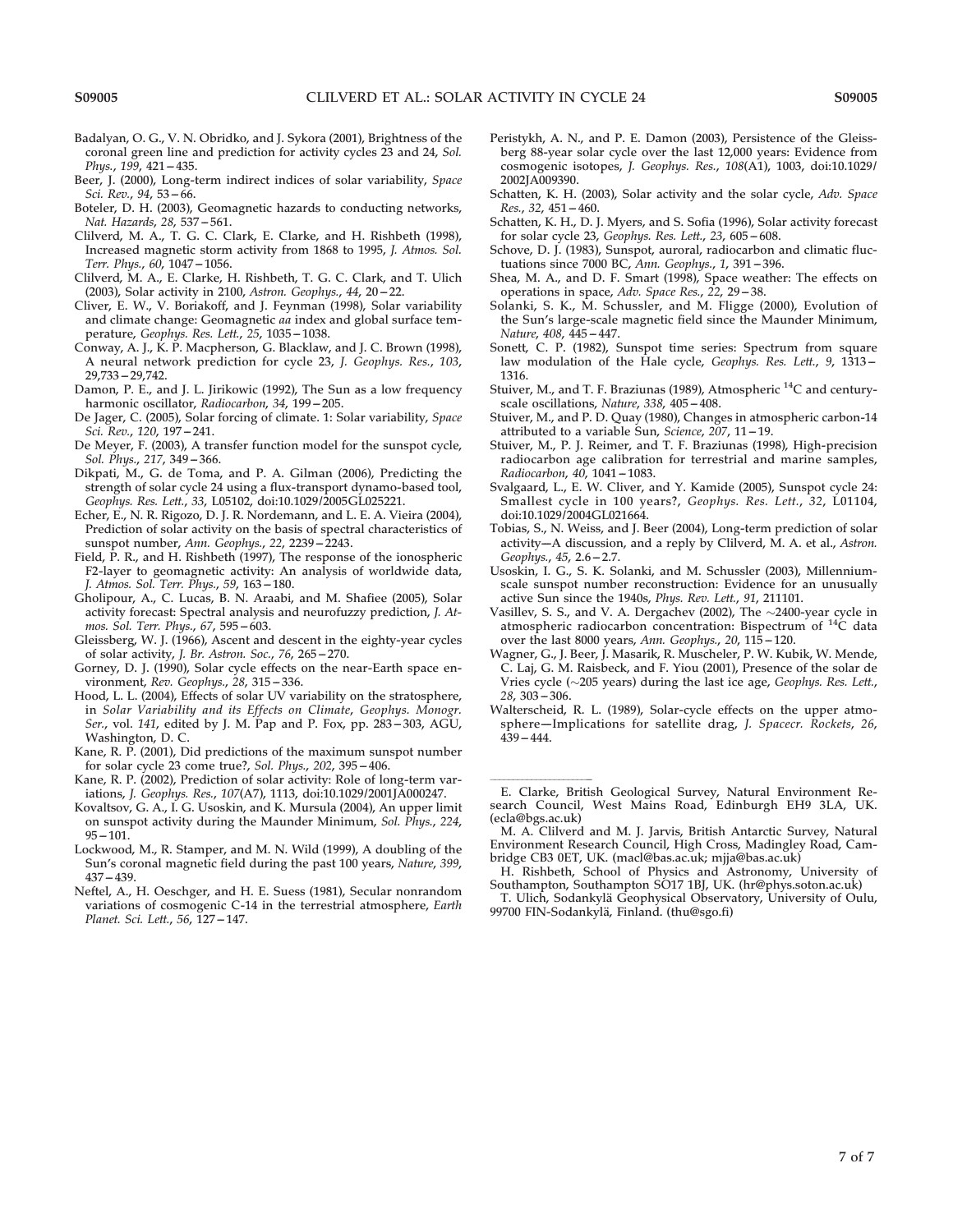Badalyan, O. G., V. N. Obridko, and J. Sykora (2001), Brightness of the coronal green line and prediction for activity cycles 23 and 24, *Sol. Phys.*, *199*, 421–435.

Beer, J. (2000), Long-term indirect indices of solar variability, *Space Sci. Rev.*, *94*, 53–66.

Boteler, D. H. (2003), Geomagnetic hazards to conducting networks, *Nat. Hazards*, *28*, 537–561.

Clilverd, M. A., T. G. C. Clark, E. Clarke, and H. Rishbeth (1998), Increased magnetic storm activity from 1868 to 1995, *J. Atmos. Sol. Terr. Phys.*, *60*, 1047–1056.

Clilverd, M. A., E. Clarke, H. Rishbeth, T. G. C. Clark, and T. Ulich (2003), Solar activity in 2100, *Astron. Geophys.*, *44*, 20–22.

Cliver, E. W., V. Boriakoff, and J. Feynman (1998), Solar variability and climate change: Geomagnetic *aa* index and global surface temperature, *Geophys. Res. Lett.*, *25*, 1035–1038.

Conway, A. J., K. P. Macpherson, G. Blacklaw, and J. C. Brown (1998), A neural network prediction for cycle 23, *J. Geophys. Res.*, *103*, 29,733–29,742.

Damon, P. E., and J. L. Jirikowic (1992), The Sun as a low frequency harmonic oscillator, *Radiocarbon*, *34*, 199–205.

De Jager, C. (2005), Solar forcing of climate. 1: Solar variability, *Space Sci. Rev.*, *120*, 197–241.

De Meyer, F. (2003), A transfer function model for the sunspot cycle, *Sol. Phys.*, *217*, 349–366.

Dikpati, M., G. de Toma, and P. A. Gilman (2006), Predicting the strength of solar cycle 24 using a flux-transport dynamo-based tool, *Geophys. Res. Lett.*, *33*, L05102, doi:10.1029/2005GL025221.

Echer, E., N. R. Rigozo, D. J. R. Nordemann, and L. E. A. Vieira (2004), Prediction of solar activity on the basis of spectral characteristics of sunspot number, *Ann. Geophys.*, *22*, 2239–2243.

Field, P. R., and H. Rishbeth (1997), The response of the ionospheric F2-layer to geomagnetic activity: An analysis of worldwide data, *J. Atmos. Sol. Terr. Phys.*, *59*, 163–180.

Gholipour, A., C. Lucas, B. N. Araabi, and M. Shafiee (2005), Solar activity forecast: Spectral analysis and neurofuzzy prediction, *J. Atmos. Sol. Terr. Phys.*, *67*, 595–603.

Gleissberg, W. J. (1966), Ascent and descent in the eighty-year cycles of solar activity, *J. Br. Astron. Soc.*, *76*, 265–270.

Gorney, D. J. (1990), Solar cycle effects on the near-Earth space environment, *Rev. Geophys.*, *28*, 315–336.

Hood, L. L. (2004), Effects of solar UV variability on the stratosphere, in *Solar Variability and its Effects on Climate*, *Geophys. Monogr. Ser.*, vol. *141*, edited by J. M. Pap and P. Fox, pp. 283–303, AGU, Washington, D. C.

Kane, R. P. (2001), Did predictions of the maximum sunspot number for solar cycle 23 come true?, *Sol. Phys.*, *202*, 395–406.

Kane, R. P. (2002), Prediction of solar activity: Role of long-term variations, *J. Geophys. Res.*, *107*(A7), 1113, doi:10.1029/2001JA000247.

Kovaltsov, G. A., I. G. Usoskin, and K. Mursula (2004), An upper limit on sunspot activity during the Maunder Minimum, *Sol. Phys.*, *224*, 95–101.

Lockwood, M., R. Stamper, and M. N. Wild (1999), A doubling of the Sun's coronal magnetic field during the past 100 years, *Nature*, *399*, 437–439.

Neftel, A., H. Oeschger, and H. E. Suess (1981), Secular nonrandom variations of cosmogenic C-14 in the terrestrial atmosphere, *Earth Planet. Sci. Lett.*, *56*, 127–147.

Peristykh, A. N., and P. E. Damon (2003), Persistence of the Gleissberg 88-year solar cycle over the last 12,000 years: Evidence from cosmogenic isotopes, *J. Geophys. Res.*, *108*(A1), 1003, doi:10.1029/2002JA009390.

Schatten, K. H. (2003), Solar activity and the solar cycle, *Adv. Space Res.*, *32*, 451–460.

Schatten, K. H., D. J. Myers, and S. Sofia (1996), Solar activity forecast for solar cycle 23, *Geophys. Res. Lett.*, *23*, 605–608.

Schove, D. J. (1983), Sunspot, auroral, radiocarbon and climatic fluctuations since 7000 BC, *Ann. Geophys.*, *1*, 391–396.

Shea, M. A., and D. F. Smart (1998), Space weather: The effects on operations in space, *Adv. Space Res.*, *22*, 29–38.

Solanki, S. K., M. Schussler, and M. Fligge (2000), Evolution of the Sun's large-scale magnetic field since the Maunder Minimum, *Nature*, *408*, 445–447.

Sonett, C. P. (1982), Sunspot time series: Spectrum from square law modulation of the Hale cycle, *Geophys. Res. Lett.*, *9*, 1313–1316.

Stuiver, M., and T. F. Braziunas (1989), Atmospheric $^{14}$C and century-scale oscillations, *Nature*, *338*, 405–408.

Stuiver, M., and P. D. Quay (1980), Changes in atmospheric carbon-14 attributed to a variable Sun, *Science*, *207*, 11–19.

Stuiver, M., P. J. Reimer, and T. F. Braziunas (1998), High-precision radiocarbon age calibration for terrestrial and marine samples, *Radiocarbon*, *40*, 1041–1083.

Svalgaard, L., E. W. Cliver, and Y. Kamide (2005), Sunspot cycle 24: Smallest cycle in 100 years?, *Geophys. Res. Lett.*, *32*, L01104, doi:10.1029/2004GL021664.

Tobias, S., N. Weiss, and J. Beer (2004), Long-term prediction of solar activity—A discussion, and a reply by Clilverd, M. A. et al., *Astron. Geophys.*, *45*, 2.6–2.7.

Usoskin, I. G., S. K. Solanki, and M. Schussler (2003), Millennium-scale sunspot number reconstruction: Evidence for an unusually active Sun since the 1940s, *Phys. Rev. Lett.*, *91*, 211101.

Vasillev, S. S., and V. A. Dergachev (2002), The ~2400-year cycle in atmospheric radiocarbon concentration: Bispectrum of $^{14}$C data over the last 8000 years, *Ann. Geophys.*, *20*, 115–120.

Wagner, G., J. Beer, J. Masarik, R. Muscheler, P. W. Kubik, W. Mende, C. Laj, G. M. Raisbeck, and F. Yiou (2001), Presence of the solar de Vries cycle (~205 years) during the last ice age, *Geophys. Res. Lett.*, *28*, 303–306.

Walterscheid, R. L. (1989), Solar-cycle effects on the upper atmosphere—Implications for satellite drag, *J. Spacecr. Rockets*, *26*, 439–444.

---

E. Clarke, British Geological Survey, Natural Environment Research Council, West Mains Road, Edinburgh EH9 3LA, UK. (ecla@bgs.ac.uk)

M. A. Clilverd and M. J. Jarvis, British Antarctic Survey, Natural Environment Research Council, High Cross, Madingley Road, Cambridge CB3 0ET, UK. (macl@bas.ac.uk; mjja@bas.ac.uk)

H. Rishbeth, School of Physics and Astronomy, University of Southampton, Southampton SO17 1BJ, UK. (hr@phys.soton.ac.uk)

T. Ulich, Sodankylä Geophysical Observatory, University of Oulu, 99700 FIN-Sodankylä, Finland. (thu@sgo.fi)